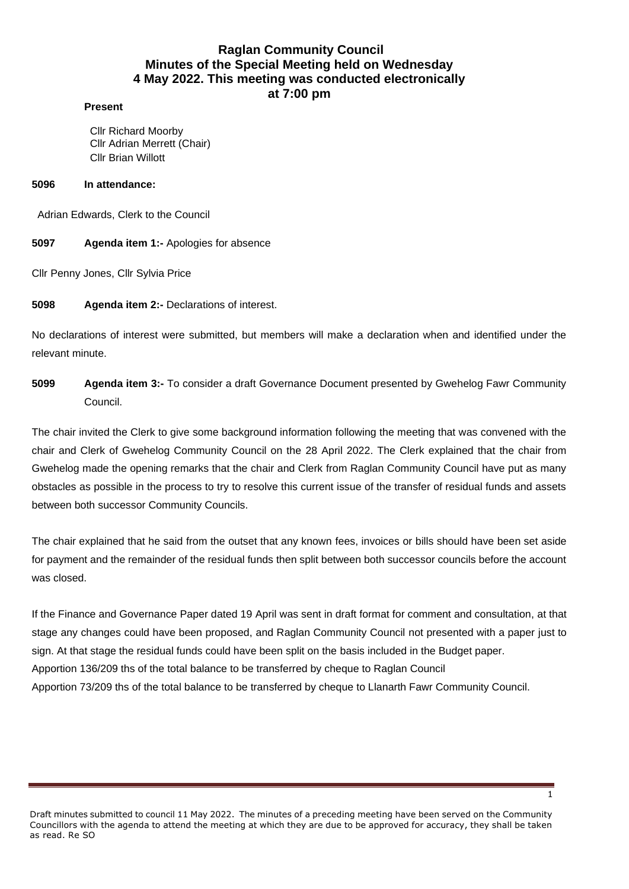# Raglan Community Council
## Minutes of the Special Meeting held on Wednesday 4 May 2022. This meeting was conducted electronically at 7:00 pm

**Present**

Cllr Richard Moorby
Cllr Adrian Merrett (Chair)
Cllr Brian Willott

**5096 In attendance:**

Adrian Edwards, Clerk to the Council

**5097 Agenda item 1:-** Apologies for absence

Cllr Penny Jones, Cllr Sylvia Price

**5098 Agenda item 2:-** Declarations of interest.

No declarations of interest were submitted, but members will make a declaration when and identified under the relevant minute.

**5099 Agenda item 3:-** To consider a draft Governance Document presented by Gwehelog Fawr Community Council.

The chair invited the Clerk to give some background information following the meeting that was convened with the chair and Clerk of Gwehelog Community Council on the 28 April 2022. The Clerk explained that the chair from Gwehelog made the opening remarks that the chair and Clerk from Raglan Community Council have put as many obstacles as possible in the process to try to resolve this current issue of the transfer of residual funds and assets between both successor Community Councils.

The chair explained that he said from the outset that any known fees, invoices or bills should have been set aside for payment and the remainder of the residual funds then split between both successor councils before the account was closed.

If the Finance and Governance Paper dated 19 April was sent in draft format for comment and consultation, at that stage any changes could have been proposed, and Raglan Community Council not presented with a paper just to sign. At that stage the residual funds could have been split on the basis included in the Budget paper.
Apportion 136/209 ths of the total balance to be transferred by cheque to Raglan Council
Apportion 73/209 ths of the total balance to be transferred by cheque to Llanarth Fawr Community Council.

Draft minutes submitted to council 11 May 2022. The minutes of a preceding meeting have been served on the Community Councillors with the agenda to attend the meeting at which they are due to be approved for accuracy, they shall be taken as read. Re SO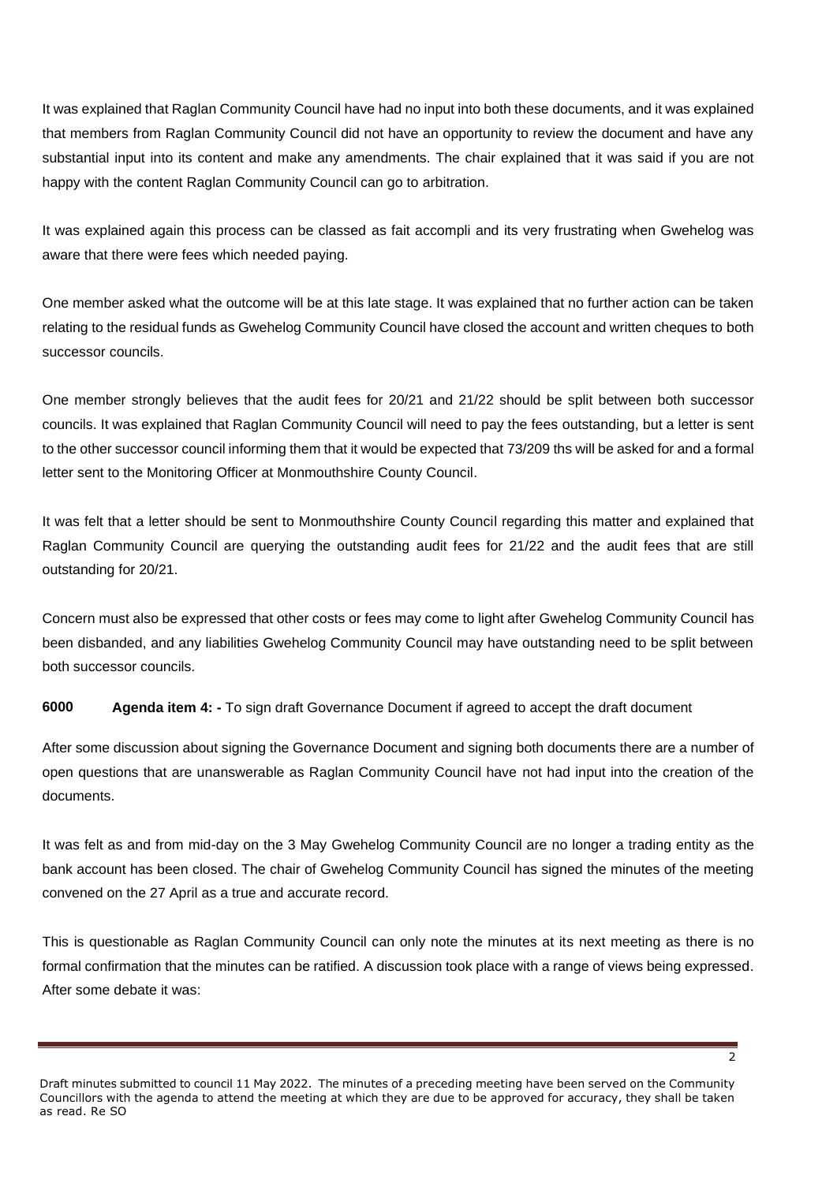It was explained that Raglan Community Council have had no input into both these documents, and it was explained that members from Raglan Community Council did not have an opportunity to review the document and have any substantial input into its content and make any amendments. The chair explained that it was said if you are not happy with the content Raglan Community Council can go to arbitration.

It was explained again this process can be classed as fait accompli and its very frustrating when Gwehelog was aware that there were fees which needed paying.

One member asked what the outcome will be at this late stage. It was explained that no further action can be taken relating to the residual funds as Gwehelog Community Council have closed the account and written cheques to both successor councils.

One member strongly believes that the audit fees for 20/21 and 21/22 should be split between both successor councils. It was explained that Raglan Community Council will need to pay the fees outstanding, but a letter is sent to the other successor council informing them that it would be expected that 73/209 ths will be asked for and a formal letter sent to the Monitoring Officer at Monmouthshire County Council.

It was felt that a letter should be sent to Monmouthshire County Council regarding this matter and explained that Raglan Community Council are querying the outstanding audit fees for 21/22 and the audit fees that are still outstanding for 20/21.

Concern must also be expressed that other costs or fees may come to light after Gwehelog Community Council has been disbanded, and any liabilities Gwehelog Community Council may have outstanding need to be split between both successor councils.

**6000** **Agenda item 4: -** To sign draft Governance Document if agreed to accept the draft document

After some discussion about signing the Governance Document and signing both documents there are a number of open questions that are unanswerable as Raglan Community Council have not had input into the creation of the documents.

It was felt as and from mid-day on the 3 May Gwehelog Community Council are no longer a trading entity as the bank account has been closed. The chair of Gwehelog Community Council has signed the minutes of the meeting convened on the 27 April as a true and accurate record.

This is questionable as Raglan Community Council can only note the minutes at its next meeting as there is no formal confirmation that the minutes can be ratified. A discussion took place with a range of views being expressed. After some debate it was:

Draft minutes submitted to council 11 May 2022. The minutes of a preceding meeting have been served on the Community Councillors with the agenda to attend the meeting at which they are due to be approved for accuracy, they shall be taken as read. Re SO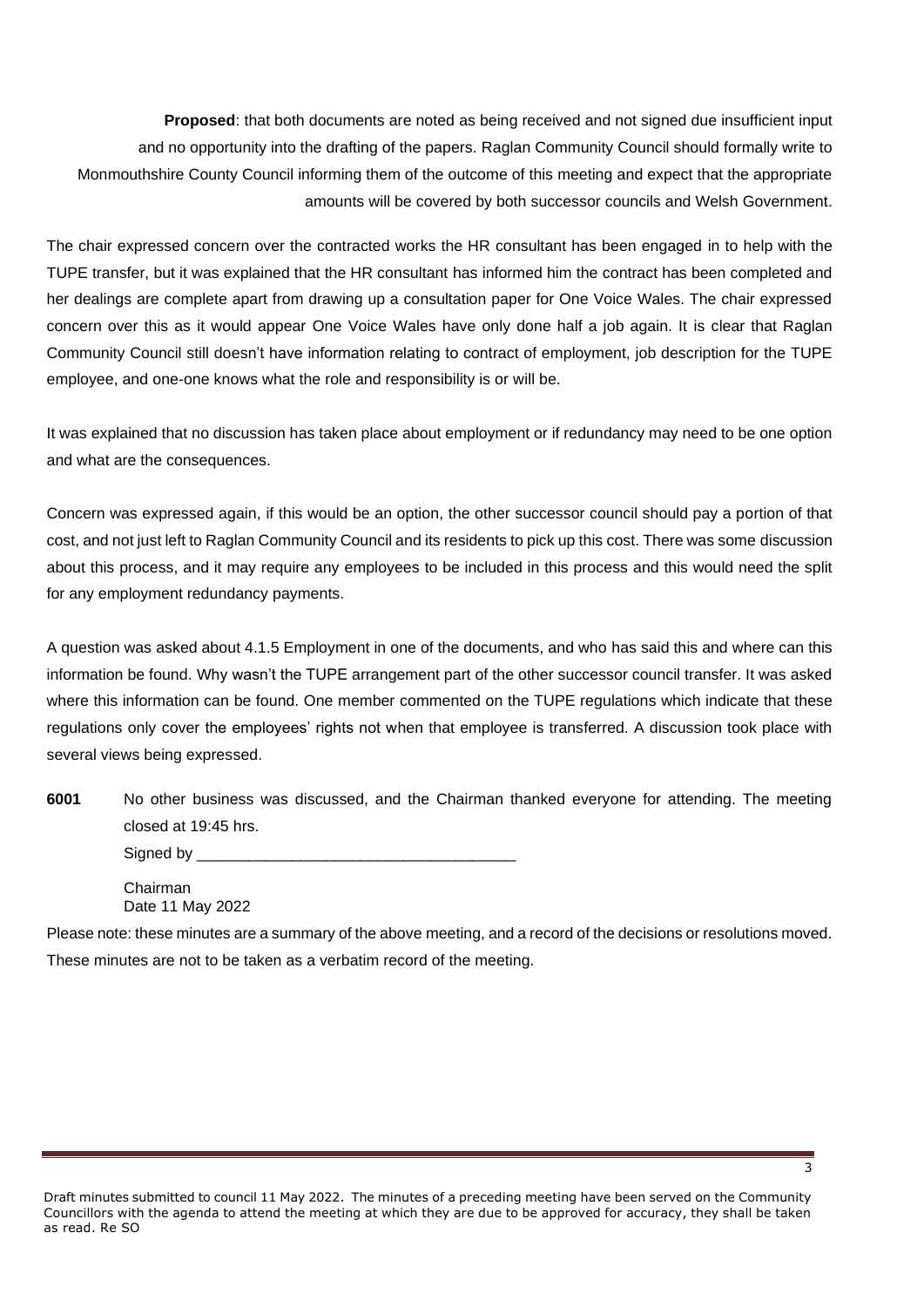**Proposed**: that both documents are noted as being received and not signed due insufficient input and no opportunity into the drafting of the papers. Raglan Community Council should formally write to Monmouthshire County Council informing them of the outcome of this meeting and expect that the appropriate amounts will be covered by both successor councils and Welsh Government.

The chair expressed concern over the contracted works the HR consultant has been engaged in to help with the TUPE transfer, but it was explained that the HR consultant has informed him the contract has been completed and her dealings are complete apart from drawing up a consultation paper for One Voice Wales. The chair expressed concern over this as it would appear One Voice Wales have only done half a job again. It is clear that Raglan Community Council still doesn't have information relating to contract of employment, job description for the TUPE employee, and one-one knows what the role and responsibility is or will be.

It was explained that no discussion has taken place about employment or if redundancy may need to be one option and what are the consequences.

Concern was expressed again, if this would be an option, the other successor council should pay a portion of that cost, and not just left to Raglan Community Council and its residents to pick up this cost. There was some discussion about this process, and it may require any employees to be included in this process and this would need the split for any employment redundancy payments.

A question was asked about 4.1.5 Employment in one of the documents, and who has said this and where can this information be found. Why wasn't the TUPE arrangement part of the other successor council transfer. It was asked where this information can be found. One member commented on the TUPE regulations which indicate that these regulations only cover the employees' rights not when that employee is transferred. A discussion took place with several views being expressed.

**6001** No other business was discussed, and the Chairman thanked everyone for attending. The meeting closed at 19:45 hrs.

Signed by \_\_\_\_\_\_\_\_\_\_\_\_\_\_\_\_\_\_\_\_\_\_\_\_\_\_\_\_\_\_\_\_\_\_\_\_

Chairman
Date 11 May 2022

Please note: these minutes are a summary of the above meeting, and a record of the decisions or resolutions moved. These minutes are not to be taken as a verbatim record of the meeting.

Draft minutes submitted to council 11 May 2022. The minutes of a preceding meeting have been served on the Community Councillors with the agenda to attend the meeting at which they are due to be approved for accuracy, they shall be taken as read. Re SO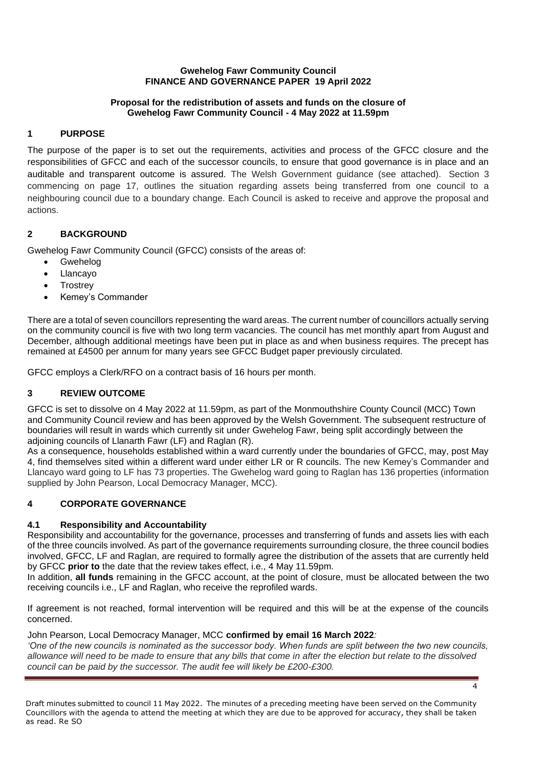**Gwehelog Fawr Community Council**
**FINANCE AND GOVERNANCE PAPER 19 April 2022**

**Proposal for the redistribution of assets and funds on the closure of Gwehelog Fawr Community Council - 4 May 2022 at 11.59pm**

## 1 PURPOSE

The purpose of the paper is to set out the requirements, activities and process of the GFCC closure and the responsibilities of GFCC and each of the successor councils, to ensure that good governance is in place and an auditable and transparent outcome is assured. The Welsh Government guidance (see attached). Section 3 commencing on page 17, outlines the situation regarding assets being transferred from one council to a neighbouring council due to a boundary change. Each Council is asked to receive and approve the proposal and actions.

## 2 BACKGROUND

Gwehelog Fawr Community Council (GFCC) consists of the areas of:

- Gwehelog
- Llancayo
- Trostrey
- Kemey's Commander

There are a total of seven councillors representing the ward areas. The current number of councillors actually serving on the community council is five with two long term vacancies. The council has met monthly apart from August and December, although additional meetings have been put in place as and when business requires. The precept has remained at £4500 per annum for many years see GFCC Budget paper previously circulated.

GFCC employs a Clerk/RFO on a contract basis of 16 hours per month.

## 3 REVIEW OUTCOME

GFCC is set to dissolve on 4 May 2022 at 11.59pm, as part of the Monmouthshire County Council (MCC) Town and Community Council review and has been approved by the Welsh Government. The subsequent restructure of boundaries will result in wards which currently sit under Gwehelog Fawr, being split accordingly between the adjoining councils of Llanarth Fawr (LF) and Raglan (R).

As a consequence, households established within a ward currently under the boundaries of GFCC, may, post May 4, find themselves sited within a different ward under either LR or R councils. The new Kemey's Commander and Llancayo ward going to LF has 73 properties. The Gwehelog ward going to Raglan has 136 properties (information supplied by John Pearson, Local Democracy Manager, MCC).

## 4 CORPORATE GOVERNANCE

### 4.1 Responsibility and Accountability

Responsibility and accountability for the governance, processes and transferring of funds and assets lies with each of the three councils involved. As part of the governance requirements surrounding closure, the three council bodies involved, GFCC, LF and Raglan, are required to formally agree the distribution of the assets that are currently held by GFCC **prior to** the date that the review takes effect, i.e., 4 May 11.59pm.

In addition, **all funds** remaining in the GFCC account, at the point of closure, must be allocated between the two receiving councils i.e., LF and Raglan, who receive the reprofiled wards.

If agreement is not reached, formal intervention will be required and this will be at the expense of the councils concerned.

John Pearson, Local Democracy Manager, MCC **confirmed by email 16 March 2022***:*

*'One of the new councils is nominated as the successor body. When funds are split between the two new councils, allowance will need to be made to ensure that any bills that come in after the election but relate to the dissolved council can be paid by the successor. The audit fee will likely be £200-£300.*

Draft minutes submitted to council 11 May 2022. The minutes of a preceding meeting have been served on the Community Councillors with the agenda to attend the meeting at which they are due to be approved for accuracy, they shall be taken as read. Re SO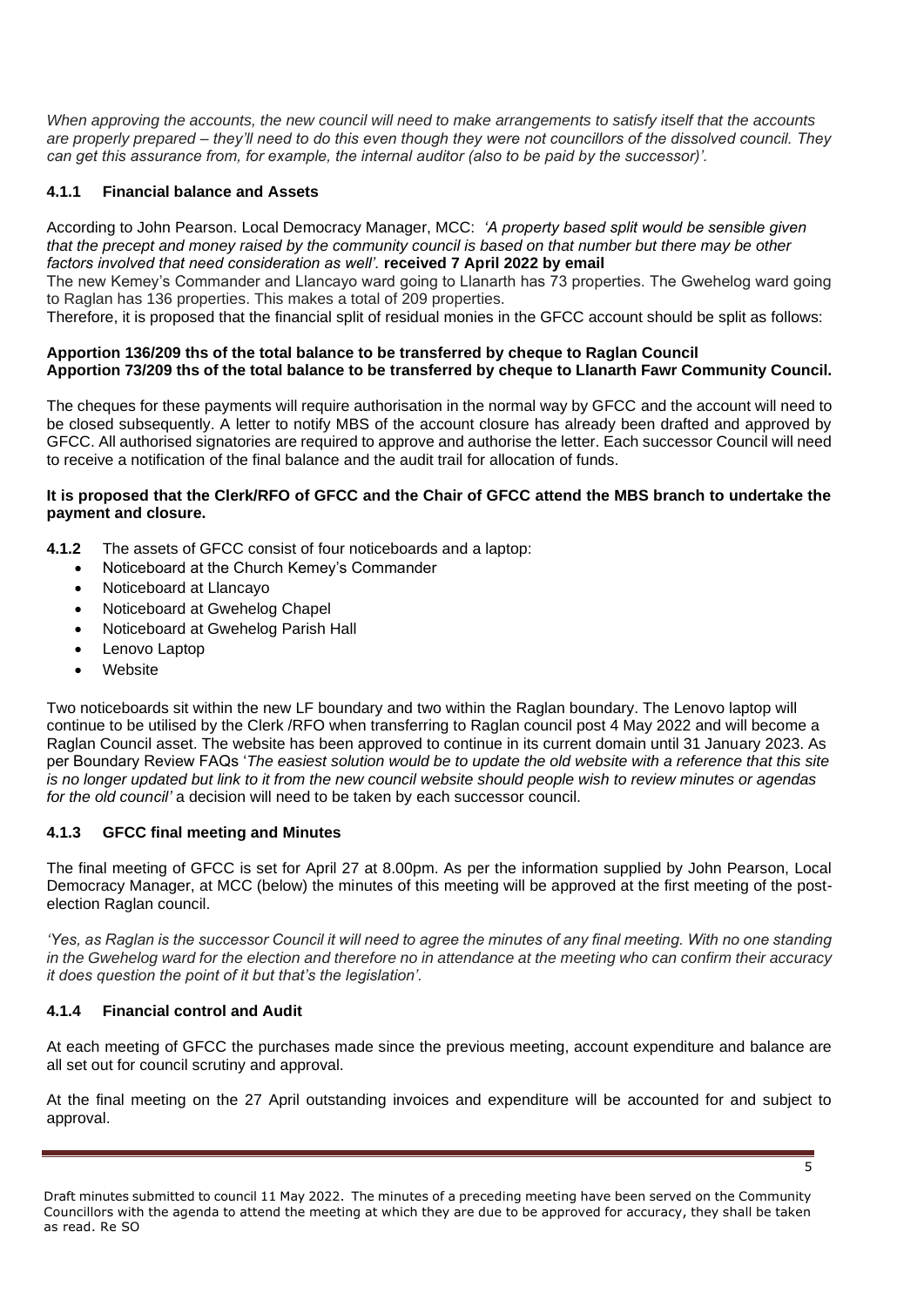*When approving the accounts, the new council will need to make arrangements to satisfy itself that the accounts are properly prepared – they'll need to do this even though they were not councillors of the dissolved council. They can get this assurance from, for example, the internal auditor (also to be paid by the successor)'.*

### 4.1.1 Financial balance and Assets

According to John Pearson. Local Democracy Manager, MCC: *'A property based split would be sensible given that the precept and money raised by the community council is based on that number but there may be other factors involved that need consideration as well'.* **received 7 April 2022 by email**

The new Kemey's Commander and Llancayo ward going to Llanarth has 73 properties. The Gwehelog ward going to Raglan has 136 properties. This makes a total of 209 properties.

Therefore, it is proposed that the financial split of residual monies in the GFCC account should be split as follows:

**Apportion 136/209 ths of the total balance to be transferred by cheque to Raglan Council**
**Apportion 73/209 ths of the total balance to be transferred by cheque to Llanarth Fawr Community Council.**

The cheques for these payments will require authorisation in the normal way by GFCC and the account will need to be closed subsequently. A letter to notify MBS of the account closure has already been drafted and approved by GFCC. All authorised signatories are required to approve and authorise the letter. Each successor Council will need to receive a notification of the final balance and the audit trail for allocation of funds.

**It is proposed that the Clerk/RFO of GFCC and the Chair of GFCC attend the MBS branch to undertake the payment and closure.**

**4.1.2** The assets of GFCC consist of four noticeboards and a laptop:

- Noticeboard at the Church Kemey's Commander
- Noticeboard at Llancayo
- Noticeboard at Gwehelog Chapel
- Noticeboard at Gwehelog Parish Hall
- Lenovo Laptop
- Website

Two noticeboards sit within the new LF boundary and two within the Raglan boundary. The Lenovo laptop will continue to be utilised by the Clerk /RFO when transferring to Raglan council post 4 May 2022 and will become a Raglan Council asset. The website has been approved to continue in its current domain until 31 January 2023. As per Boundary Review FAQs '*The easiest solution would be to update the old website with a reference that this site is no longer updated but link to it from the new council website should people wish to review minutes or agendas for the old council'* a decision will need to be taken by each successor council.

### 4.1.3 GFCC final meeting and Minutes

The final meeting of GFCC is set for April 27 at 8.00pm. As per the information supplied by John Pearson, Local Democracy Manager, at MCC (below) the minutes of this meeting will be approved at the first meeting of the post-election Raglan council.

*'Yes, as Raglan is the successor Council it will need to agree the minutes of any final meeting. With no one standing in the Gwehelog ward for the election and therefore no in attendance at the meeting who can confirm their accuracy it does question the point of it but that's the legislation'.*

### 4.1.4 Financial control and Audit

At each meeting of GFCC the purchases made since the previous meeting, account expenditure and balance are all set out for council scrutiny and approval.

At the final meeting on the 27 April outstanding invoices and expenditure will be accounted for and subject to approval.

Draft minutes submitted to council 11 May 2022. The minutes of a preceding meeting have been served on the Community Councillors with the agenda to attend the meeting at which they are due to be approved for accuracy, they shall be taken as read. Re SO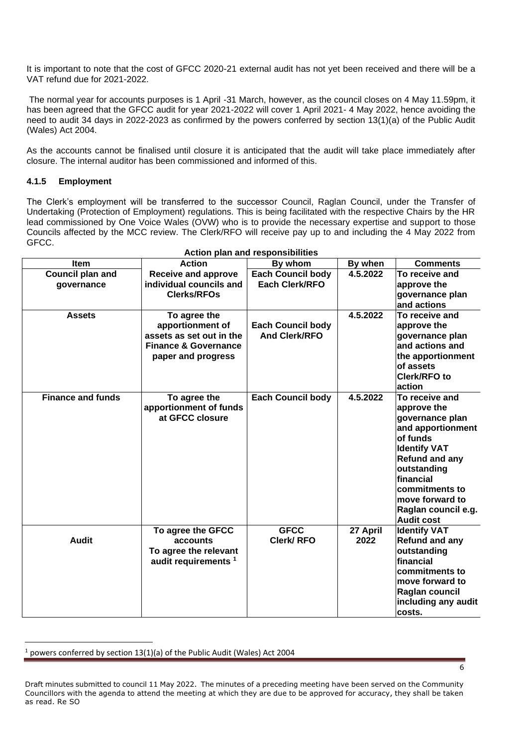It is important to note that the cost of GFCC 2020-21 external audit has not yet been received and there will be a VAT refund due for 2021-2022.

The normal year for accounts purposes is 1 April -31 March, however, as the council closes on 4 May 11.59pm, it has been agreed that the GFCC audit for year 2021-2022 will cover 1 April 2021- 4 May 2022, hence avoiding the need to audit 34 days in 2022-2023 as confirmed by the powers conferred by section 13(1)(a) of the Public Audit (Wales) Act 2004.

As the accounts cannot be finalised until closure it is anticipated that the audit will take place immediately after closure. The internal auditor has been commissioned and informed of this.

#### 4.1.5 Employment

The Clerk's employment will be transferred to the successor Council, Raglan Council, under the Transfer of Undertaking (Protection of Employment) regulations. This is being facilitated with the respective Chairs by the HR lead commissioned by One Voice Wales (OVW) who is to provide the necessary expertise and support to those Councils affected by the MCC review. The Clerk/RFO will receive pay up to and including the 4 May 2022 from GFCC.

**Action plan and responsibilities**

| Item | Action | By whom | By when | Comments |
|---|---|---|---|---|
| **Council plan and governance** | **Receive and approve individual councils and Clerks/RFOs** | **Each Council body Each Clerk/RFO** | **4.5.2022** | **To receive and approve the governance plan and actions** |
| **Assets** | **To agree the apportionment of assets as set out in the Finance & Governance paper and progress** | **Each Council body And Clerk/RFO** | **4.5.2022** | **To receive and approve the governance plan and actions and the apportionment of assets Clerk/RFO to action** |
| **Finance and funds** | **To agree the apportionment of funds at GFCC closure** | **Each Council body** | **4.5.2022** | **To receive and approve the governance plan and apportionment of funds Identify VAT Refund and any outstanding financial commitments to move forward to Raglan council e.g. Audit cost** |
| **Audit** | **To agree the GFCC accounts To agree the relevant audit requirements [1]** | **GFCC Clerk/ RFO** | **27 April 2022** | **Identify VAT Refund and any outstanding financial commitments to move forward to Raglan council including any audit costs.** |

[1] powers conferred by section 13(1)(a) of the Public Audit (Wales) Act 2004

Draft minutes submitted to council 11 May 2022. The minutes of a preceding meeting have been served on the Community Councillors with the agenda to attend the meeting at which they are due to be approved for accuracy, they shall be taken as read. Re SO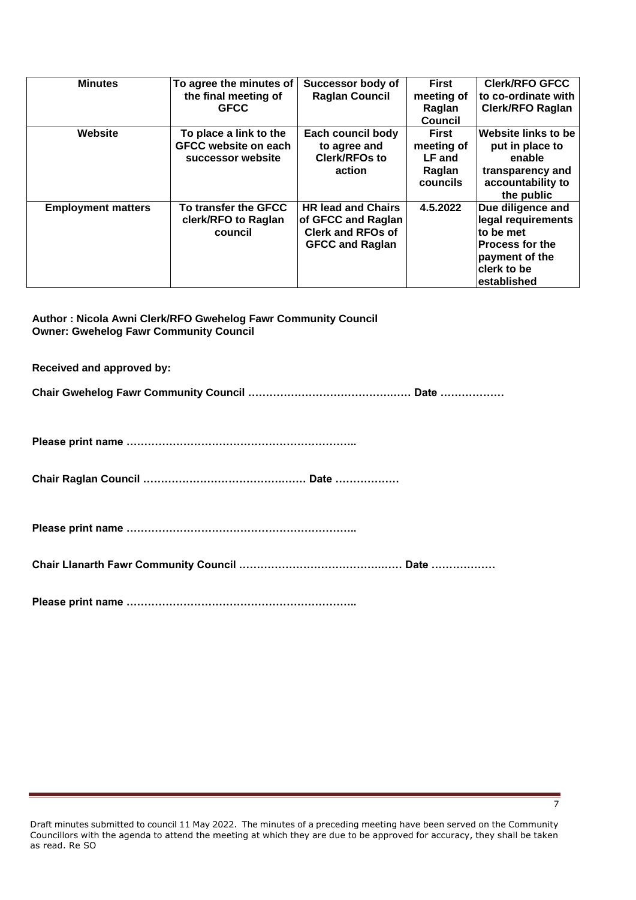| Minutes | To agree the minutes of the final meeting of GFCC | Successor body of Raglan Council | First meeting of Raglan Council | Clerk/RFO GFCC to co-ordinate with Clerk/RFO Raglan |
|---|---|---|---|---|
| Website | To place a link to the GFCC website on each successor website | Each council body to agree and Clerk/RFOs to action | First meeting of LF and Raglan councils | Website links to be put in place to enable transparency and accountability to the public |
| Employment matters | To transfer the GFCC clerk/RFO to Raglan council | HR lead and Chairs of GFCC and Raglan Clerk and RFOs of GFCC and Raglan | 4.5.2022 | Due diligence and legal requirements to be met<br>Process for the payment of the clerk to be established |

**Author : Nicola Awni Clerk/RFO Gwehelog Fawr Community Council**
**Owner: Gwehelog Fawr Community Council**

**Received and approved by:**

**Chair Gwehelog Fawr Community Council ……………………………….…… Date ………………**

**Please print name ………………………………………………………..**

**Chair Raglan Council ……………………………….…… Date ………………**

**Please print name ………………………………………………………..**

**Chair Llanarth Fawr Community Council ……………………………….…… Date ………………**

**Please print name ………………………………………………………..**

Draft minutes submitted to council 11 May 2022. The minutes of a preceding meeting have been served on the Community Councillors with the agenda to attend the meeting at which they are due to be approved for accuracy, they shall be taken as read. Re SO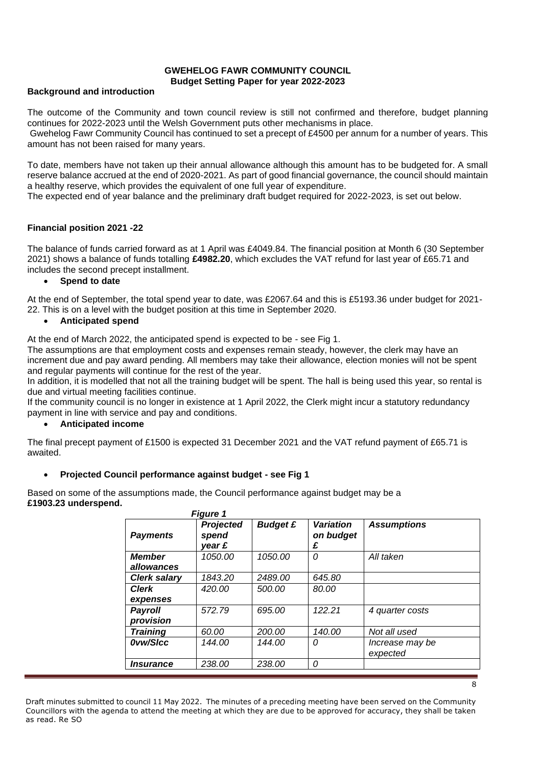**GWEHELOG FAWR COMMUNITY COUNCIL**
**Budget Setting Paper for year 2022-2023**

**Background and introduction**

The outcome of the Community and town council review is still not confirmed and therefore, budget planning continues for 2022-2023 until the Welsh Government puts other mechanisms in place.

Gwehelog Fawr Community Council has continued to set a precept of £4500 per annum for a number of years. This amount has not been raised for many years.

To date, members have not taken up their annual allowance although this amount has to be budgeted for. A small reserve balance accrued at the end of 2020-2021. As part of good financial governance, the council should maintain a healthy reserve, which provides the equivalent of one full year of expenditure.

The expected end of year balance and the preliminary draft budget required for 2022-2023, is set out below.

**Financial position 2021 -22**

The balance of funds carried forward as at 1 April was £4049.84. The financial position at Month 6 (30 September 2021) shows a balance of funds totalling **£4982.20**, which excludes the VAT refund for last year of £65.71 and includes the second precept installment.

- **Spend to date**

At the end of September, the total spend year to date, was £2067.64 and this is £5193.36 under budget for 2021-22. This is on a level with the budget position at this time in September 2020.

- **Anticipated spend**

At the end of March 2022, the anticipated spend is expected to be - see Fig 1.

The assumptions are that employment costs and expenses remain steady, however, the clerk may have an increment due and pay award pending. All members may take their allowance, election monies will not be spent and regular payments will continue for the rest of the year.

In addition, it is modelled that not all the training budget will be spent. The hall is being used this year, so rental is due and virtual meeting facilities continue.

If the community council is no longer in existence at 1 April 2022, the Clerk might incur a statutory redundancy payment in line with service and pay and conditions.

- **Anticipated income**

The final precept payment of £1500 is expected 31 December 2021 and the VAT refund payment of £65.71 is awaited.

- **Projected Council performance against budget - see Fig 1**

Based on some of the assumptions made, the Council performance against budget may be a **£1903.23 underspend.**

***Figure 1***

| ***Payments*** | ***Projected spend year £*** | ***Budget £*** | ***Variation on budget £*** | ***Assumptions*** |
|---|---|---|---|---|
| ***Member allowances*** | *1050.00* | *1050.00* | *0* | *All taken* |
| ***Clerk salary*** | *1843.20* | *2489.00* | *645.80* | |
| ***Clerk expenses*** | *420.00* | *500.00* | *80.00* | |
| ***Payroll provision*** | *572.79* | *695.00* | *122.21* | *4 quarter costs* |
| ***Training*** | *60.00* | *200.00* | *140.00* | *Not all used* |
| ***0vw/Slcc*** | *144.00* | *144.00* | *0* | *Increase may be expected* |
| ***Insurance*** | *238.00* | *238.00* | *0* | |

Draft minutes submitted to council 11 May 2022. The minutes of a preceding meeting have been served on the Community Councillors with the agenda to attend the meeting at which they are due to be approved for accuracy, they shall be taken as read. Re SO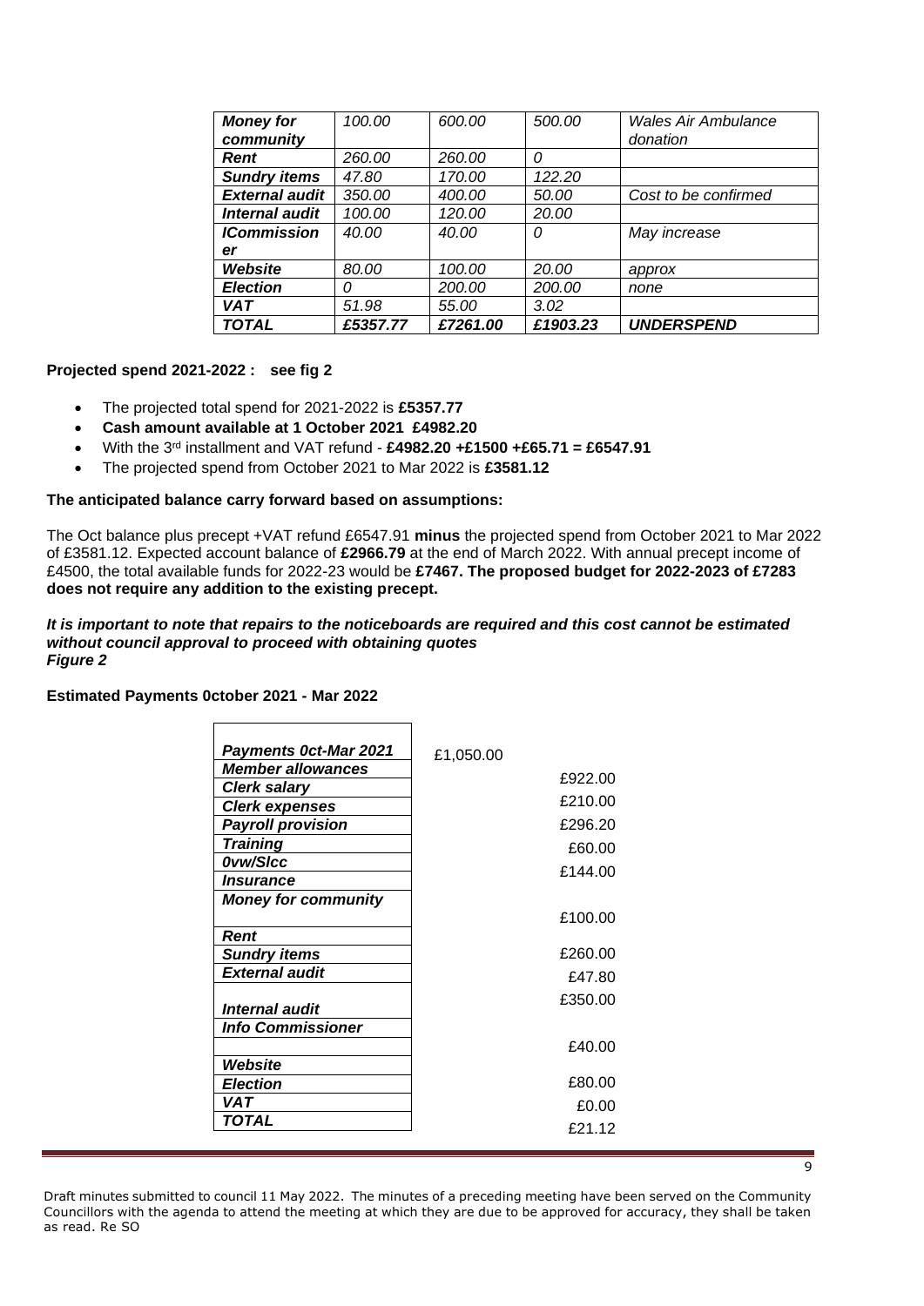| | | | | |
|---|---|---|---|---|
| ***Money for community*** | *100.00* | *600.00* | *500.00* | *Wales Air Ambulance donation* |
| ***Rent*** | *260.00* | *260.00* | *0* | |
| ***Sundry items*** | *47.80* | *170.00* | *122.20* | |
| ***External audit*** | *350.00* | *400.00* | *50.00* | *Cost to be confirmed* |
| ***Internal audit*** | *100.00* | *120.00* | *20.00* | |
| ***ICommissioner*** | *40.00* | *40.00* | *0* | *May increase* |
| ***Website*** | *80.00* | *100.00* | *20.00* | *approx* |
| ***Election*** | *0* | *200.00* | *200.00* | *none* |
| ***VAT*** | *51.98* | *55.00* | *3.02* | |
| ***TOTAL*** | ***£5357.77*** | ***£7261.00*** | ***£1903.23*** | ***UNDERSPEND*** |

**Projected spend 2021-2022 : see fig 2**

- The projected total spend for 2021-2022 is **£5357.77**
- **Cash amount available at 1 October 2021 £4982.20**
- With the 3rd installment and VAT refund - **£4982.20 +£1500 +£65.71 = £6547.91**
- The projected spend from October 2021 to Mar 2022 is **£3581.12**

**The anticipated balance carry forward based on assumptions:**

The Oct balance plus precept +VAT refund £6547.91 **minus** the projected spend from October 2021 to Mar 2022 of £3581.12. Expected account balance of **£2966.79** at the end of March 2022. With annual precept income of £4500, the total available funds for 2022-23 would be **£7467. The proposed budget for 2022-2023 of £7283 does not require any addition to the existing precept.**

***It is important to note that repairs to the noticeboards are required and this cost cannot be estimated without council approval to proceed with obtaining quotes***
***Figure 2***

**Estimated Payments 0ctober 2021 - Mar 2022**

| ***Payments 0ct-Mar 2021*** | £1,050.00 |
|---|---|
| ***Member allowances*** | £922.00 |
| ***Clerk salary*** | £210.00 |
| ***Clerk expenses*** | £296.20 |
| ***Payroll provision*** | £60.00 |
| ***Training*** | £144.00 |
| ***0vw/Slcc*** | |
| ***Insurance*** | |
| ***Money for community*** | £100.00 |
| ***Rent*** | |
| ***Sundry items*** | £260.00 |
| ***External audit*** | £47.80 |
| ***Internal audit*** | £350.00 |
| ***Info Commissioner*** | |
| | £40.00 |
| ***Website*** | |
| ***Election*** | £80.00 |
| ***VAT*** | £0.00 |
| ***TOTAL*** | £21.12 |

Draft minutes submitted to council 11 May 2022. The minutes of a preceding meeting have been served on the Community Councillors with the agenda to attend the meeting at which they are due to be approved for accuracy, they shall be taken as read. Re SO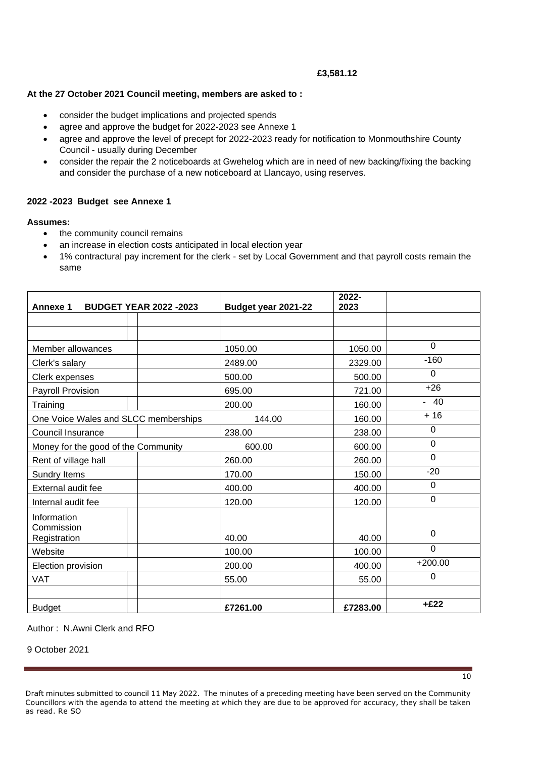**£3,581.12**

**At the 27 October 2021 Council meeting, members are asked to :**

- consider the budget implications and projected spends
- agree and approve the budget for 2022-2023 see Annexe 1
- agree and approve the level of precept for 2022-2023 ready for notification to Monmouthshire County Council - usually during December
- consider the repair the 2 noticeboards at Gwehelog which are in need of new backing/fixing the backing and consider the purchase of a new noticeboard at Llancayo, using reserves.

**2022 -2023 Budget see Annexe 1**

**Assumes:**

- the community council remains
- an increase in election costs anticipated in local election year
- 1% contractural pay increment for the clerk - set by Local Government and that payroll costs remain the same

| **Annexe 1 BUDGET YEAR 2022 -2023** | **Budget year 2021-22** | **2022-2023** | |
|---|---|---|---|
| | | | |
| | | | |
| Member allowances | 1050.00 | 1050.00 | 0 |
| Clerk's salary | 2489.00 | 2329.00 | -160 |
| Clerk expenses | 500.00 | 500.00 | 0 |
| Payroll Provision | 695.00 | 721.00 | +26 |
| Training | 200.00 | 160.00 | - 40 |
| One Voice Wales and SLCC memberships | 144.00 | 160.00 | + 16 |
| Council Insurance | 238.00 | 238.00 | 0 |
| Money for the good of the Community | 600.00 | 600.00 | 0 |
| Rent of village hall | 260.00 | 260.00 | 0 |
| Sundry Items | 170.00 | 150.00 | -20 |
| External audit fee | 400.00 | 400.00 | 0 |
| Internal audit fee | 120.00 | 120.00 | 0 |
| Information Commission Registration | 40.00 | 40.00 | 0 |
| Website | 100.00 | 100.00 | 0 |
| Election provision | 200.00 | 400.00 | +200.00 |
| VAT | 55.00 | 55.00 | 0 |
| | | | |
| Budget | **£7261.00** | **£7283.00** | **+£22** |

Author : N.Awni Clerk and RFO

9 October 2021

Draft minutes submitted to council 11 May 2022. The minutes of a preceding meeting have been served on the Community Councillors with the agenda to attend the meeting at which they are due to be approved for accuracy, they shall be taken as read. Re SO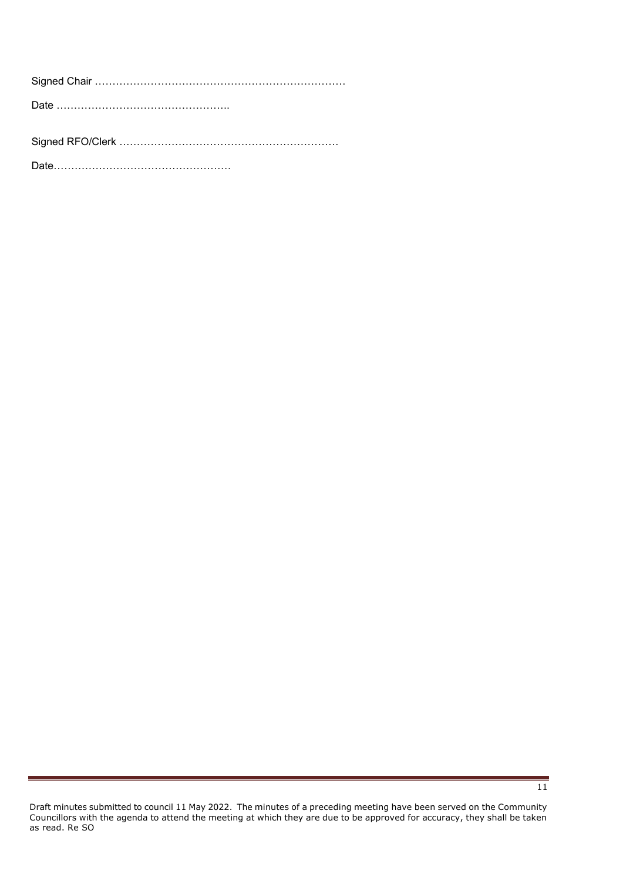Signed Chair ……………………………………………………………

Date …………………………………………..

Signed RFO/Clerk ……………………………………………………

Date……………………………………………

Draft minutes submitted to council 11 May 2022. The minutes of a preceding meeting have been served on the Community Councillors with the agenda to attend the meeting at which they are due to be approved for accuracy, they shall be taken as read. Re SO